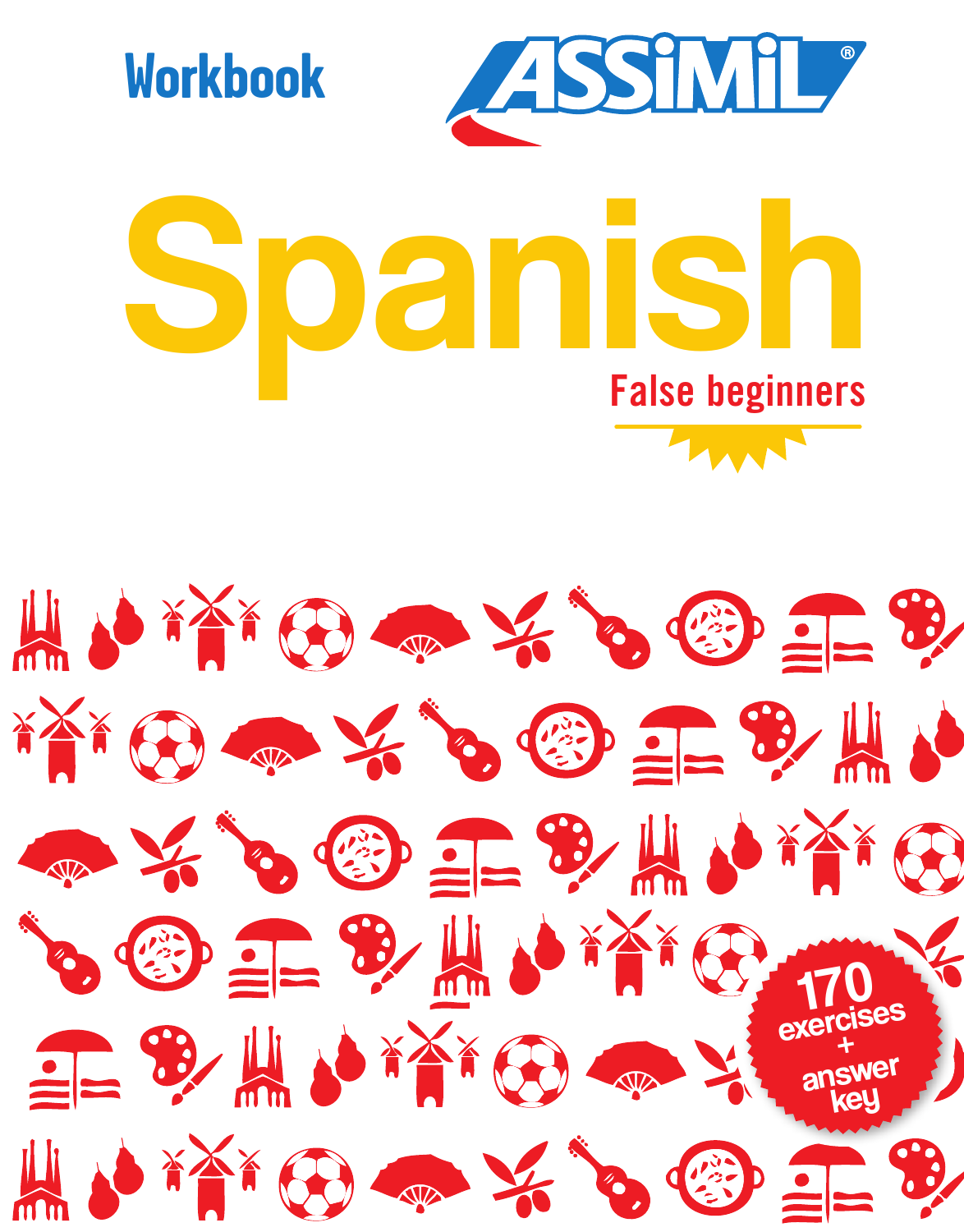Workbook

ASSiMiL®

# Spanish

## False beginners

170 exercises + answer key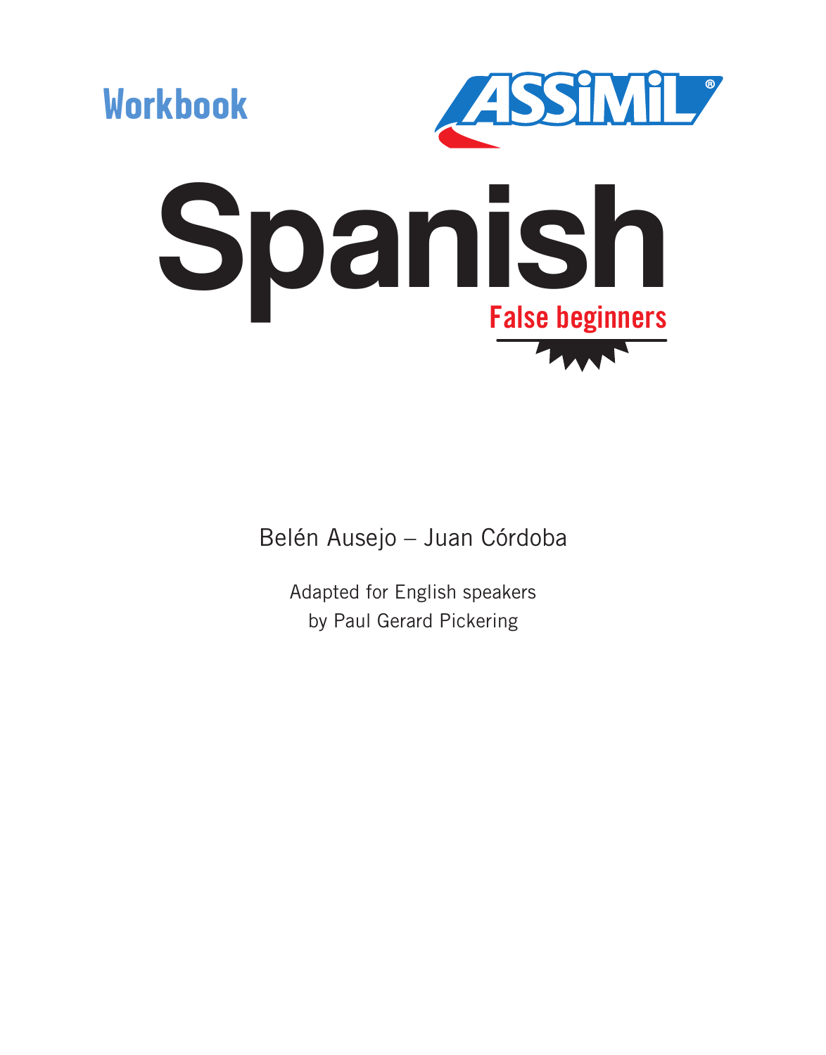Workbook

ASSiMiL®

# Spanish

**False beginners**

Belén Ausejo – Juan Córdoba

Adapted for English speakers
by Paul Gerard Pickering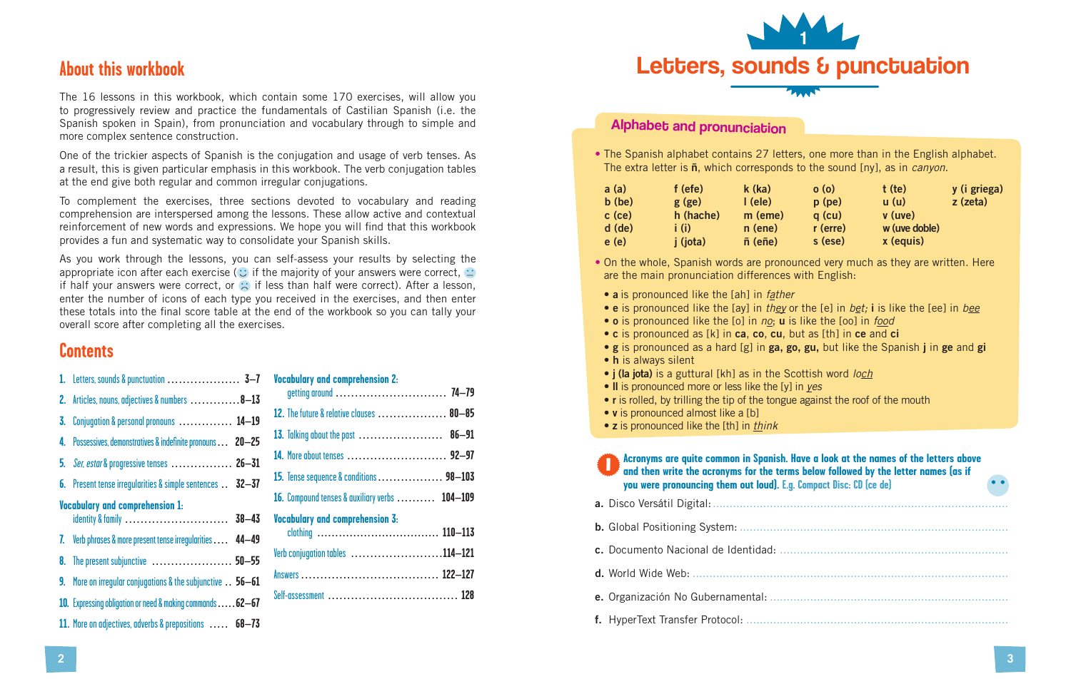## About this workbook

The 16 lessons in this workbook, which contain some 170 exercises, will allow you to progressively review and practice the fundamentals of Castilian Spanish (i.e. the Spanish spoken in Spain), from pronunciation and vocabulary through to simple and more complex sentence construction.

One of the trickier aspects of Spanish is the conjugation and usage of verb tenses. As a result, this is given particular emphasis in this workbook. The verb conjugation tables at the end give both regular and common irregular conjugations.

To complement the exercises, three sections devoted to vocabulary and reading comprehension are interspersed among the lessons. These allow active and contextual reinforcement of new words and expressions. We hope you will find that this workbook provides a fun and systematic way to consolidate your Spanish skills.

As you work through the lessons, you can self-assess your results by selecting the appropriate icon after each exercise (☺ if the majority of your answers were correct, 😐 if half your answers were correct, or ☹ if less than half were correct). After a lesson, enter the number of icons of each type you received in the exercises, and then enter these totals into the final score table at the end of the workbook so you can tally your overall score after completing all the exercises.

## Contents

1. Letters, sounds & punctuation .................. 3–7
2. Articles, nouns, adjectives & numbers .............8–13
3. Conjugation & personal pronouns ............. 14–19
4. Possessives, demonstratives & indefinite pronouns ... 20–25
5. *Ser, estar* & progressive tenses ................ 26–31
6. Present tense irregularities & simple sentences .. 32–37

**Vocabulary and comprehension 1:** identity & family .......................... 38–43

7. Verb phrases & more present tense irregularities .... 44–49
8. The present subjunctive ..................... 50–55
9. More on irregular conjugations & the subjunctive .. 56–61
10. Expressing obligation or need & making commands .....62–67
11. More on adjectives, adverbs & prepositions ..... 68–73

**Vocabulary and comprehension 2:** getting around ............................ 74–79

12. The future & relative clauses .................. 80–85
13. Talking about the past ...................... 86–91
14. More about tenses .......................... 92–97
15. Tense sequence & conditions................. 98–103
16. Compound tenses & auxiliary verbs .......... 104–109

**Vocabulary and comprehension 3:** clothing ................................ 110–113

Verb conjugation tables ........................114–121

Answers .................................... 122–127

Self-assessment ................................. 128

# 1 Letters, sounds & punctuation

## Alphabet and pronunciation

- The Spanish alphabet contains 27 letters, one more than in the English alphabet. The extra letter is **ñ**, which corresponds to the sound [ny], as in *canyon*.

| | | | | | |
|---|---|---|---|---|---|
| a (a) | f (efe) | k (ka) | o (o) | t (te) | y (i griega) |
| b (be) | g (ge) | l (ele) | p (pe) | u (u) | z (zeta) |
| c (ce) | h (hache) | m (eme) | q (cu) | v (uve) | |
| d (de) | i (i) | n (ene) | r (erre) | w (uve doble) | |
| e (e) | j (jota) | ñ (eñe) | s (ese) | x (equis) | |

- On the whole, Spanish words are pronounced very much as they are written. Here are the main pronunciation differences with English:
  - **a** is pronounced like the [ah] in *father*
  - **e** is pronounced like the [ay] in *they* or the [e] in *bet*; **i** is like the [ee] in *bee*
  - **o** is pronounced like the [o] in *no*; **u** is like the [oo] in *food*
  - **c** is pronounced as [k] in **ca**, **co**, **cu**, but as [th] in **ce** and **ci**
  - **g** is pronounced as a hard [g] in **ga, go, gu,** but like the Spanish **j** in **ge** and **gi**
  - **h** is always silent
  - **j (la jota)** is a guttural [kh] as in the Scottish word *loch*
  - **ll** is pronounced more or less like the [y] in *yes*
  - **r** is rolled, by trilling the tip of the tongue against the roof of the mouth
  - **v** is pronounced almost like a [b]
  - **z** is pronounced like the [th] in *think*

**1** **Acronyms are quite common in Spanish. Have a look at the names of the letters above and then write the acronyms for the terms below followed by the letter names (as if you were pronouncing them out loud).** E.g. Compact Disc: CD (ce de)

**a.** Disco Versátil Digital: ..........................................

**b.** Global Positioning System: ..........................................

**c.** Documento Nacional de Identidad: ..........................................

**d.** World Wide Web: ..........................................

**e.** Organización No Gubernamental: ..........................................

**f.** HyperText Transfer Protocol: ..........................................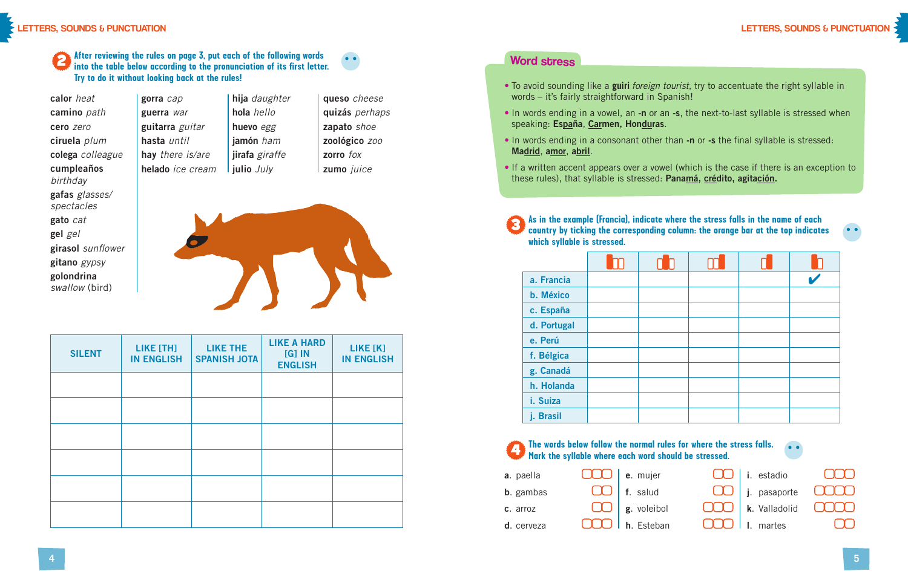## 2 After reviewing the rules on page 3, put each of the following words into the table below according to the pronunciation of its first letter. Try to do it without looking back at the rules!

**calor** *heat*
**camino** *path*
**cero** *zero*
**ciruela** *plum*
**colega** *colleague*
**cumpleaños** *birthday*
**gafas** *glasses/spectacles*
**gato** *cat*
**gel** *gel*
**girasol** *sunflower*
**gitano** *gypsy*
**golondrina** *swallow* (bird)

**gorra** *cap*
**guerra** *war*
**guitarra** *guitar*
**hasta** *until*
**hay** *there is/are*
**helado** *ice cream*

**hija** *daughter*
**hola** *hello*
**huevo** *egg*
**jamón** *ham*
**jirafa** *giraffe*
**julio** *July*

**queso** *cheese*
**quizás** *perhaps*
**zapato** *shoe*
**zoológico** *zoo*
**zorro** *fox*
**zumo** *juice*

| SILENT | LIKE [TH] IN ENGLISH | LIKE THE SPANISH JOTA | LIKE A HARD [G] IN ENGLISH | LIKE [K] IN ENGLISH |
|---|---|---|---|---|
| | | | | |
| | | | | |
| | | | | |
| | | | | |
| | | | | |
| | | | | |

## Word stress

- To avoid sounding like a **guiri** *foreign tourist*, try to accentuate the right syllable in words – it's fairly straightforward in Spanish!
- In words ending in a vowel, an **-n** or an **-s**, the next-to-last syllable is stressed when speaking: **España**, **Carmen**, **Honduras**.
- In words ending in a consonant other than **-n** or **-s** the final syllable is stressed: **Madrid**, **amor**, **abril**.
- If a written accent appears over a vowel (which is the case if there is an exception to these rules), that syllable is stressed: **Panamá, crédito, agitación.**

## 3 As in the example (Francia), indicate where the stress falls in the name of each country by ticking the corresponding column: the orange bar at the top indicates which syllable is stressed.

| | | | | | |
|---|---|---|---|---|---|
| a. Francia | | | | | ✔ |
| b. México | | | | | |
| c. España | | | | | |
| d. Portugal | | | | | |
| e. Perú | | | | | |
| f. Bélgica | | | | | |
| g. Canadá | | | | | |
| h. Holanda | | | | | |
| i. Suiza | | | | | |
| j. Brasil | | | | | |

## 4 The words below follow the normal rules for where the stress falls. Mark the syllable where each word should be stressed.

a. paella
b. gambas
c. arroz
d. cerveza

e. mujer
f. salud
g. voleibol
h. Esteban

i. estadio
j. pasaporte
k. Valladolid
l. martes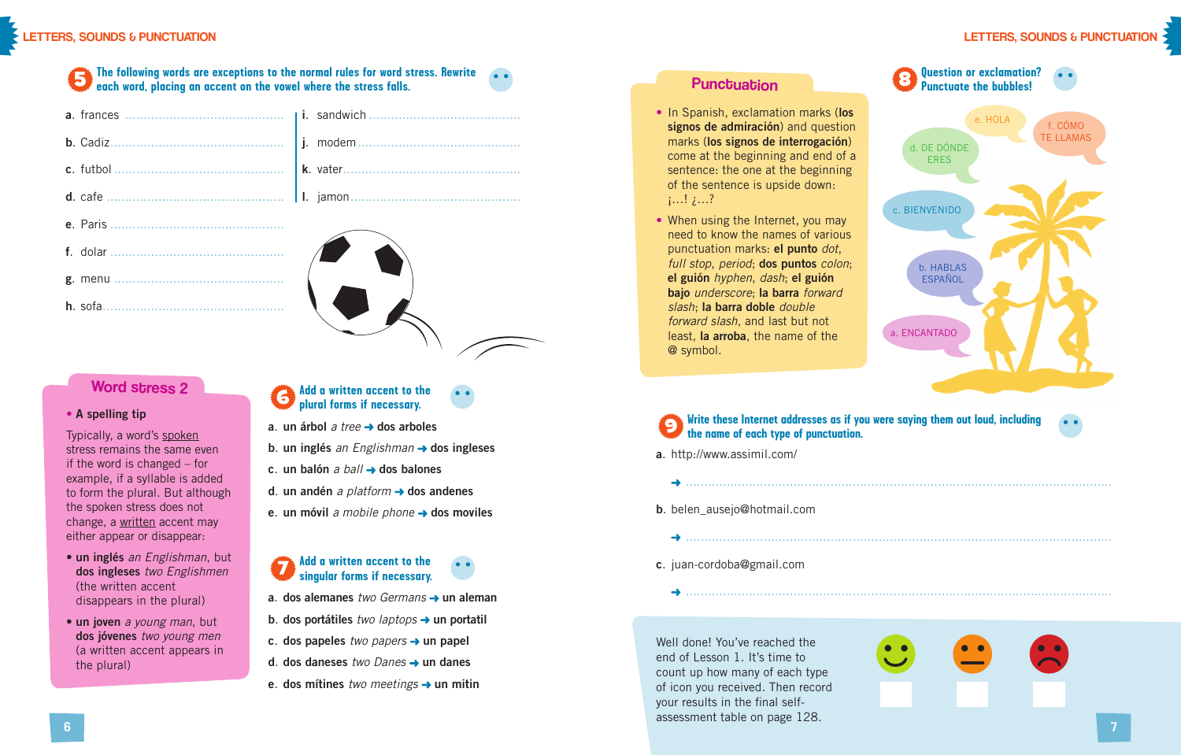## 5 The following words are exceptions to the normal rules for word stress. Rewrite each word, placing an accent on the vowel where the stress falls.

a. frances ....................

b. Cadiz ....................

c. futbol ....................

d. cafe ....................

e. Paris ....................

f. dolar ....................

g. menu ....................

h. sofa ....................

i. sandwich ....................

j. modem ....................

k. vater ....................

l. jamon ....................

## Word stress 2

- **A spelling tip**

Typically, a word's spoken stress remains the same even if the word is changed – for example, if a syllable is added to form the plural. But although the spoken stress does not change, a written accent may either appear or disappear:

- **un inglés** *an Englishman*, but **dos ingleses** *two Englishmen* (the written accent disappears in the plural)
- **un joven** *a young man*, but **dos jóvenes** *two young men* (a written accent appears in the plural)

## 6 Add a written accent to the plural forms if necessary.

a. **un árbol** *a tree* → **dos arboles**

b. **un inglés** *an Englishman* → **dos ingleses**

c. **un balón** *a ball* → **dos balones**

d. **un andén** *a platform* → **dos andenes**

e. **un móvil** *a mobile phone* → **dos moviles**

## 7 Add a written accent to the singular forms if necessary.

a. **dos alemanes** *two Germans* → **un aleman**

b. **dos portátiles** *two laptops* → **un portatil**

c. **dos papeles** *two papers* → **un papel**

d. **dos daneses** *two Danes* → **un danes**

e. **dos mítines** *two meetings* → **un mitin**

## Punctuation

- In Spanish, exclamation marks (**los signos de admiración**) and question marks (**los signos de interrogación**) come at the beginning and end of a sentence: the one at the beginning of the sentence is upside down: ¡...! ¿...?
- When using the Internet, you may need to know the names of various punctuation marks: **el punto** *dot, full stop, period*; **dos puntos** *colon*; **el guión** *hyphen, dash*; **el guión bajo** *underscore*; **la barra** *forward slash*; **la barra doble** *double forward slash*, and last but not least, **la arroba**, the name of the @ symbol.

## 8 Question or exclamation? Punctuate the bubbles!

a. ENCANTADO

b. HABLAS ESPAÑOL

c. BIENVENIDO

d. DE DÓNDE ERES

e. HOLA

f. CÓMO TE LLAMAS

## 9 Write these Internet addresses as if you were saying them out loud, including the name of each type of punctuation.

a. http://www.assimil.com/

→ ....................

b. belen_ausejo@hotmail.com

→ ....................

c. juan-cordoba@gmail.com

→ ....................

Well done! You've reached the end of Lesson 1. It's time to count up how many of each type of icon you received. Then record your results in the final self-assessment table on page 128.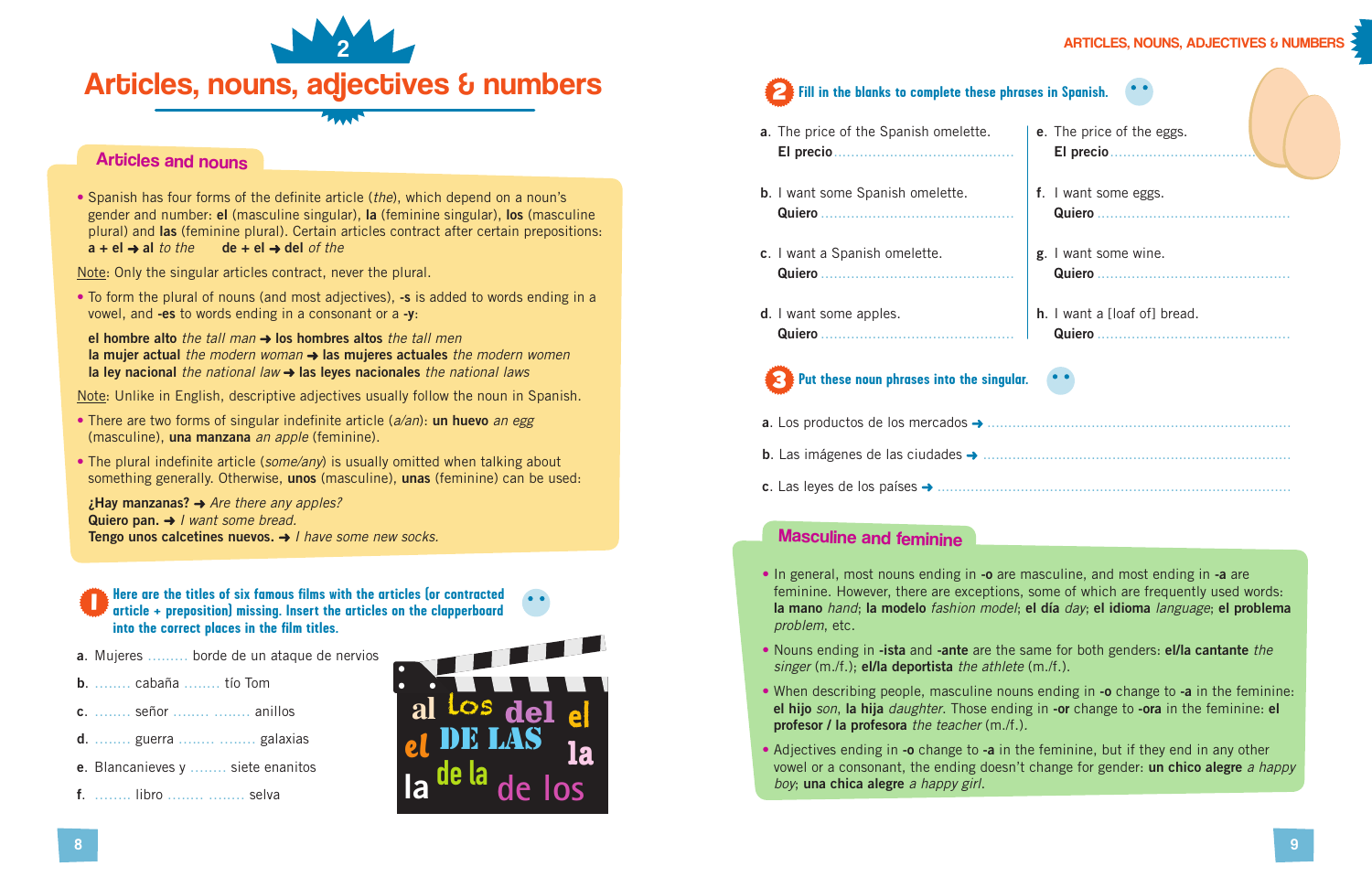# 2 Articles, nouns, adjectives & numbers

## Articles and nouns

- Spanish has four forms of the definite article (*the*), which depend on a noun's gender and number: **el** (masculine singular), **la** (feminine singular), **los** (masculine plural) and **las** (feminine plural). Certain articles contract after certain prepositions:
  **a + el ➜ al** *to the* **de + el ➜ del** *of the*

Note: Only the singular articles contract, never the plural.

- To form the plural of nouns (and most adjectives), **-s** is added to words ending in a vowel, and **-es** to words ending in a consonant or a **-y**:

**el hombre alto** *the tall man* ➜ **los hombres altos** *the tall men*
**la mujer actual** *the modern woman* ➜ **las mujeres actuales** *the modern women*
**la ley nacional** *the national law* ➜ **las leyes nacionales** *the national laws*

Note: Unlike in English, descriptive adjectives usually follow the noun in Spanish.

- There are two forms of singular indefinite article (*a/an*): **un huevo** *an egg* (masculine), **una manzana** *an apple* (feminine).
- The plural indefinite article (*some/any*) is usually omitted when talking about something generally. Otherwise, **unos** (masculine), **unas** (feminine) can be used:

**¿Hay manzanas?** ➜ *Are there any apples?*
**Quiero pan.** ➜ *I want some bread.*
**Tengo unos calcetines nuevos.** ➜ *I have some new socks.*

### 1 Here are the titles of six famous films with the articles (or contracted article + preposition) missing. Insert the articles on the clapperboard into the correct places in the film titles.

a. Mujeres ........ borde de un ataque de nervios
b. ........ cabaña ........ tío Tom
c. ........ señor ........ ........ anillos
d. ........ guerra ........ ........ galaxias
e. Blancanieves y ........ siete enanitos
f. ........ libro ........ ........ selva

al los del el
el DE LAS la
la de la de los

### 2 Fill in the blanks to complete these phrases in Spanish.

a. The price of the Spanish omelette.
**El precio** ................................................

b. I want some Spanish omelette.
**Quiero** ................................................

c. I want a Spanish omelette.
**Quiero** ................................................

d. I want some apples.
**Quiero** ................................................

e. The price of the eggs.
**El precio** ................................................

f. I want some eggs.
**Quiero** ................................................

g. I want some wine.
**Quiero** ................................................

h. I want a [loaf of] bread.
**Quiero** ................................................

### 3 Put these noun phrases into the singular.

a. Los productos de los mercados ➜ ................................................
b. Las imágenes de las ciudades ➜ ................................................
c. Las leyes de los países ➜ ................................................

## Masculine and feminine

- In general, most nouns ending in **-o** are masculine, and most ending in **-a** are feminine. However, there are exceptions, some of which are frequently used words: **la mano** *hand*; **la modelo** *fashion model*; **el día** *day*; **el idioma** *language*; **el problema** *problem*, etc.
- Nouns ending in **-ista** and **-ante** are the same for both genders: **el/la cantante** *the singer* (m./f.); **el/la deportista** *the athlete* (m./f.).
- When describing people, masculine nouns ending in **-o** change to **-a** in the feminine: **el hijo** *son*, **la hija** *daughter*. Those ending in **-or** change to **-ora** in the feminine: **el profesor / la profesora** *the teacher* (m./f.).
- Adjectives ending in **-o** change to **-a** in the feminine, but if they end in any other vowel or a consonant, the ending doesn't change for gender: **un chico alegre** *a happy boy*; **una chica alegre** *a happy girl*.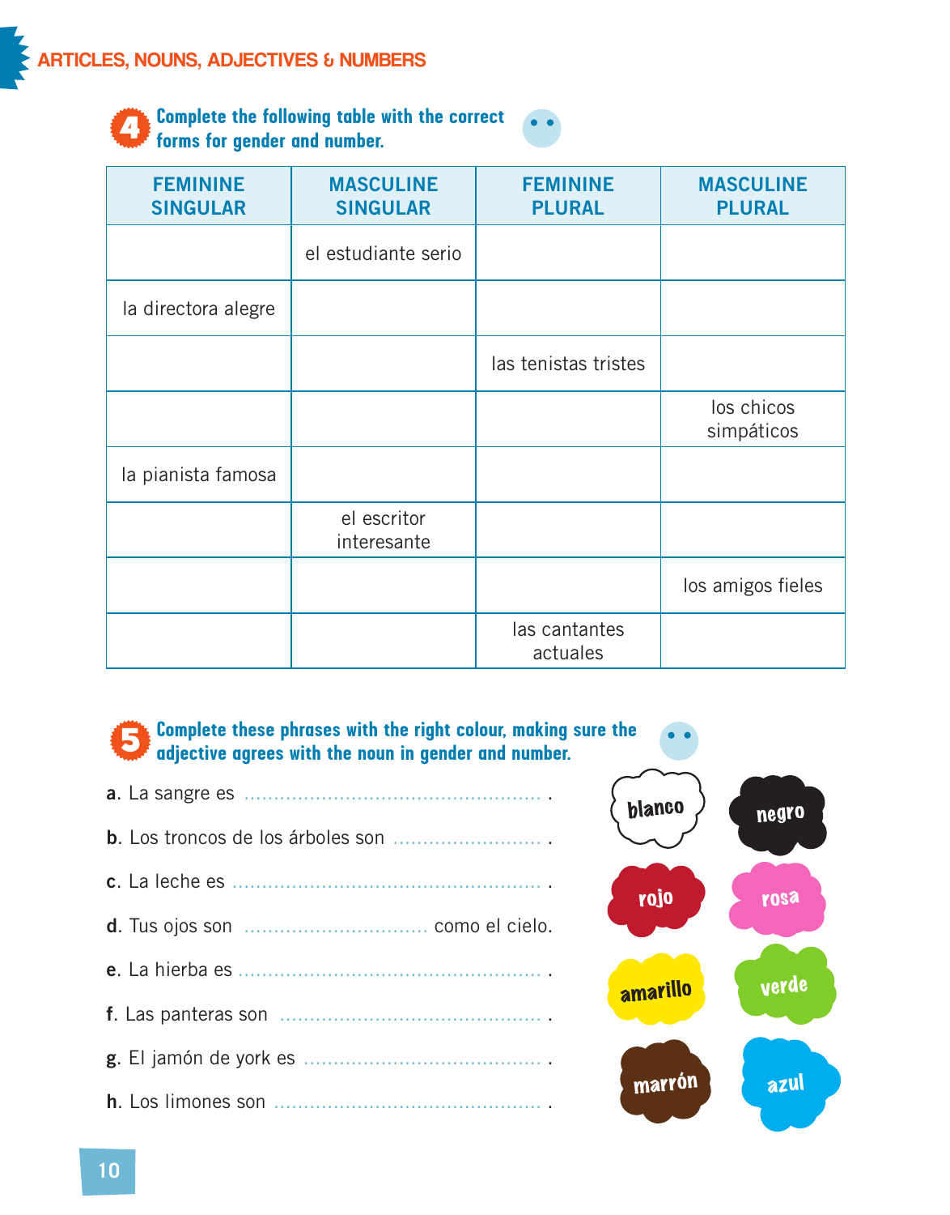## ARTICLES, NOUNS, ADJECTIVES & NUMBERS

### 4 Complete the following table with the correct forms for gender and number.

| FEMININE SINGULAR | MASCULINE SINGULAR | FEMININE PLURAL | MASCULINE PLURAL |
| --- | --- | --- | --- |
| | el estudiante serio | | |
| la directora alegre | | | |
| | | las tenistas tristes | |
| | | | los chicos simpáticos |
| la pianista famosa | | | |
| | el escritor interesante | | |
| | | | los amigos fieles |
| | | las cantantes actuales | |

### 5 Complete these phrases with the right colour, making sure the adjective agrees with the noun in gender and number.

a. La sangre es .................................................. .

b. Los troncos de los árboles son .......................... .

c. La leche es .................................................... .

d. Tus ojos son ............................... como el cielo.

e. La hierba es ................................................... .

f. Las panteras son ............................................ .

g. El jamón de york es ....................................... .

h. Los limones son ............................................. .

blanco

negro

rojo

rosa

amarillo

verde

marrón

azul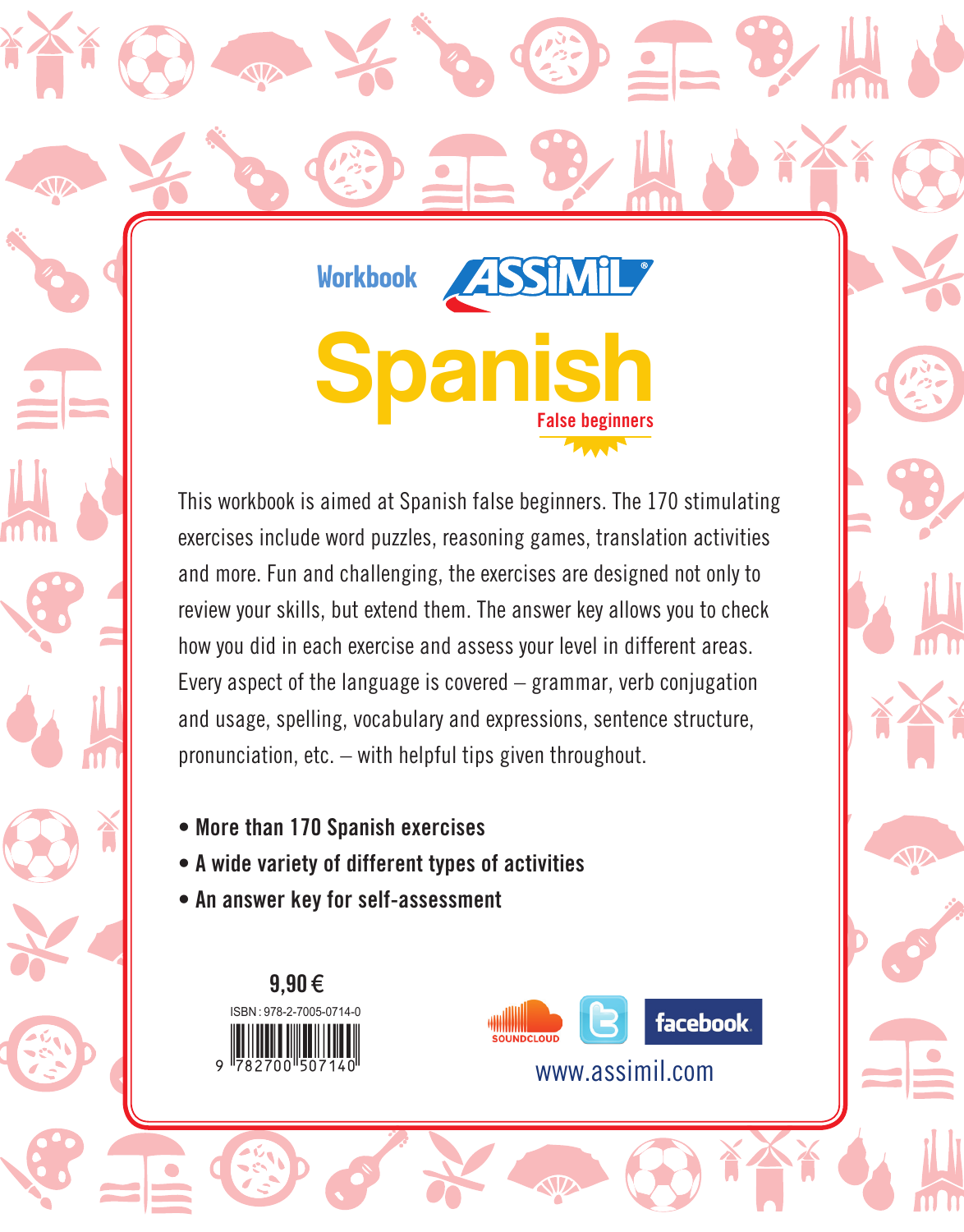Workbook ASSiMiL

# Spanish

False beginners

This workbook is aimed at Spanish false beginners. The 170 stimulating exercises include word puzzles, reasoning games, translation activities and more. Fun and challenging, the exercises are designed not only to review your skills, but extend them. The answer key allows you to check how you did in each exercise and assess your level in different areas. Every aspect of the language is covered – grammar, verb conjugation and usage, spelling, vocabulary and expressions, sentence structure, pronunciation, etc. – with helpful tips given throughout.

- **More than 170 Spanish exercises**
- **A wide variety of different types of activities**
- **An answer key for self-assessment**

**9,90 €**

ISBN : 978-2-7005-0714-0

9 782700 507140

SOUNDCLOUD facebook

www.assimil.com